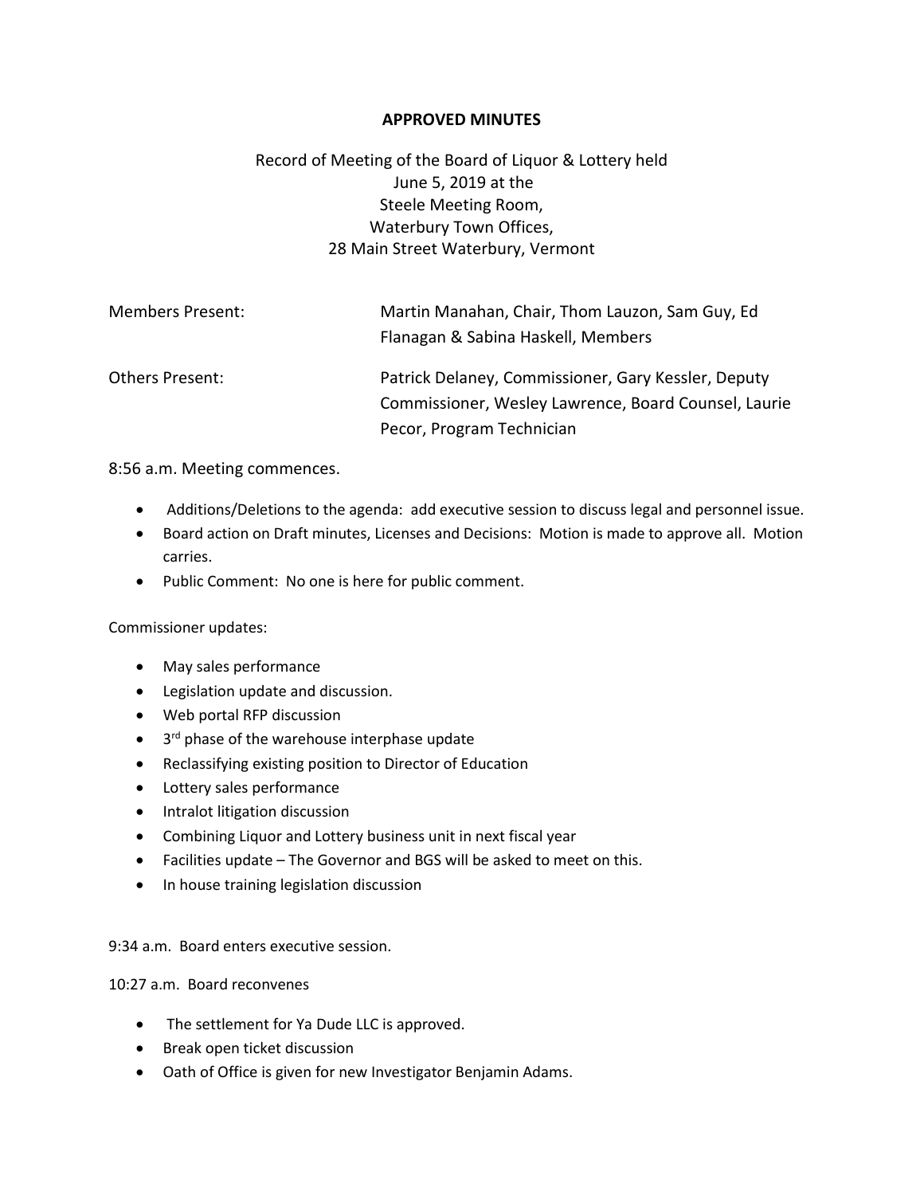**APPROVED MINUTES**

Record of Meeting of the Board of Liquor & Lottery held
June 5, 2019 at the
Steele Meeting Room,
Waterbury Town Offices,
28 Main Street Waterbury, Vermont

| | |
|---|---|
| Members Present: | Martin Manahan, Chair, Thom Lauzon, Sam Guy, Ed Flanagan & Sabina Haskell, Members |
| Others Present: | Patrick Delaney, Commissioner, Gary Kessler, Deputy Commissioner, Wesley Lawrence, Board Counsel, Laurie Pecor, Program Technician |

8:56 a.m. Meeting commences.

- Additions/Deletions to the agenda: add executive session to discuss legal and personnel issue.
- Board action on Draft minutes, Licenses and Decisions: Motion is made to approve all. Motion carries.
- Public Comment: No one is here for public comment.

Commissioner updates:

- May sales performance
- Legislation update and discussion.
- Web portal RFP discussion
- 3rd phase of the warehouse interphase update
- Reclassifying existing position to Director of Education
- Lottery sales performance
- Intralot litigation discussion
- Combining Liquor and Lottery business unit in next fiscal year
- Facilities update – The Governor and BGS will be asked to meet on this.
- In house training legislation discussion

9:34 a.m. Board enters executive session.

10:27 a.m. Board reconvenes

- The settlement for Ya Dude LLC is approved.
- Break open ticket discussion
- Oath of Office is given for new Investigator Benjamin Adams.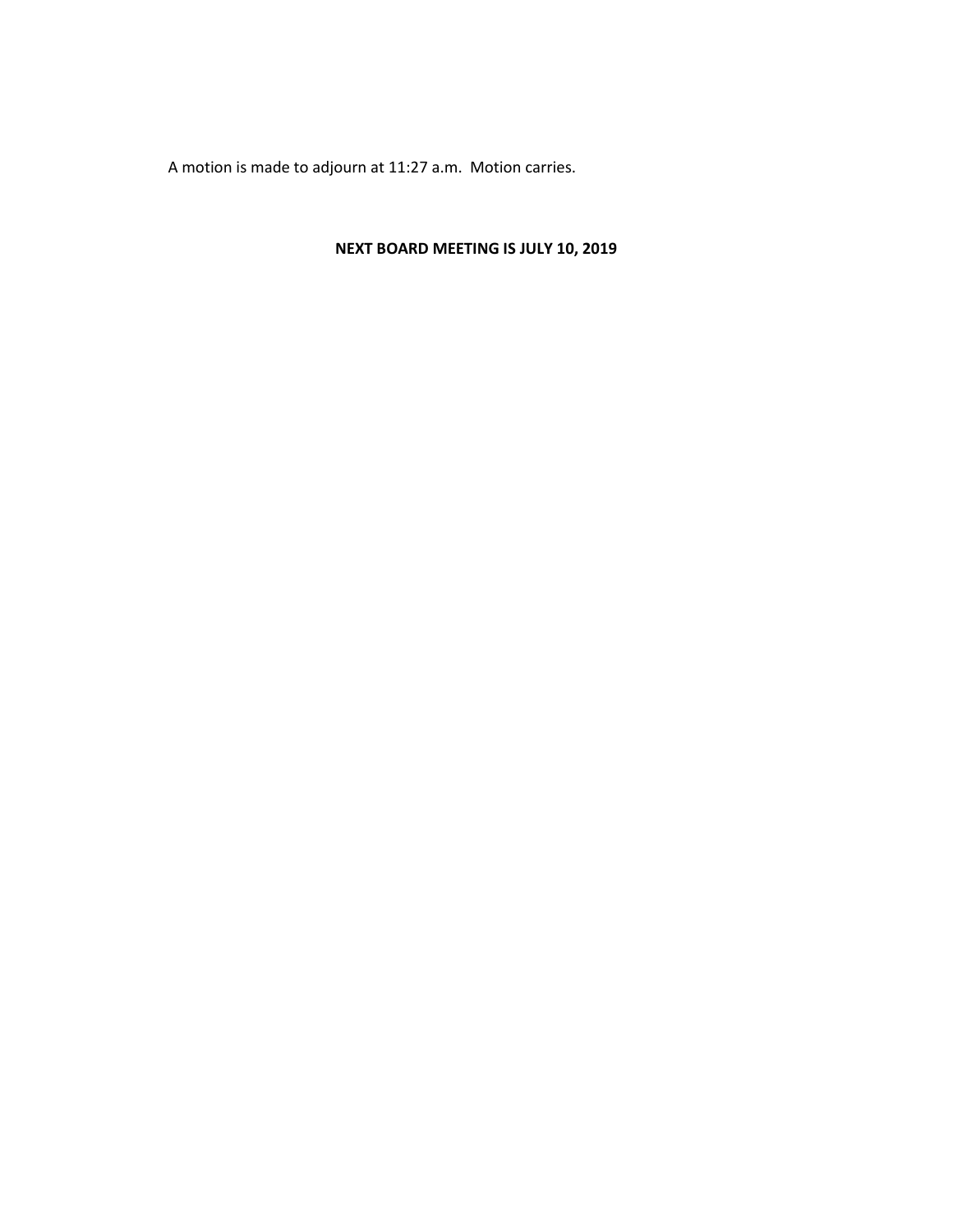A motion is made to adjourn at 11:27 a.m. Motion carries.

**NEXT BOARD MEETING IS JULY 10, 2019**